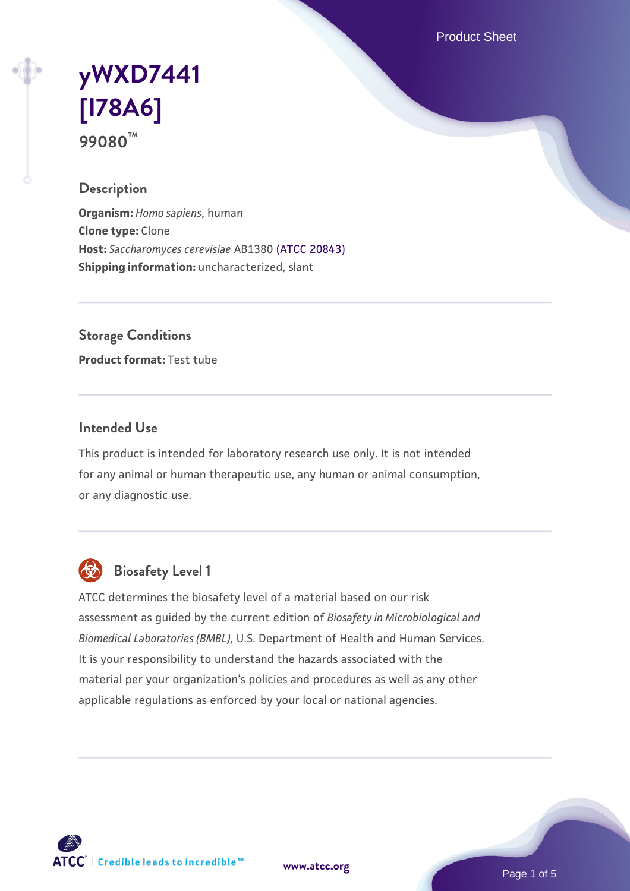# yWXD7441 [I78A6]

**99080™**

## Description

**Organism:** *Homo sapiens*, human
**Clone type:** Clone
**Host:** *Saccharomyces cerevisiae* AB1380 (ATCC 20843)
**Shipping information:** uncharacterized, slant

## Storage Conditions

**Product format:** Test tube

## Intended Use

This product is intended for laboratory research use only. It is not intended for any animal or human therapeutic use, any human or animal consumption, or any diagnostic use.

## Biosafety Level 1

ATCC determines the biosafety level of a material based on our risk assessment as guided by the current edition of *Biosafety in Microbiological and Biomedical Laboratories (BMBL)*, U.S. Department of Health and Human Services. It is your responsibility to understand the hazards associated with the material per your organization's policies and procedures as well as any other applicable regulations as enforced by your local or national agencies.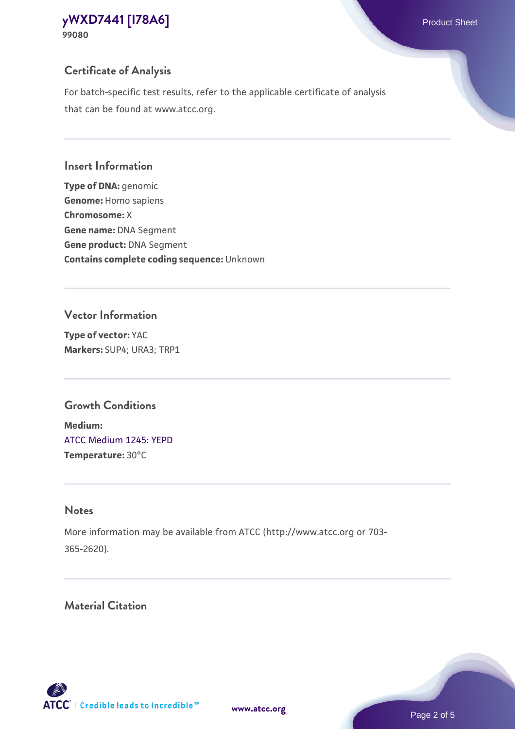## Certificate of Analysis

For batch-specific test results, refer to the applicable certificate of analysis that can be found at www.atcc.org.

## Insert Information

**Type of DNA:** genomic
**Genome:** Homo sapiens
**Chromosome:** X
**Gene name:** DNA Segment
**Gene product:** DNA Segment
**Contains complete coding sequence:** Unknown

## Vector Information

**Type of vector:** YAC
**Markers:** SUP4; URA3; TRP1

## Growth Conditions

**Medium:**
ATCC Medium 1245: YEPD
**Temperature:** 30°C

## Notes

More information may be available from ATCC (http://www.atcc.org or 703-365-2620).

## Material Citation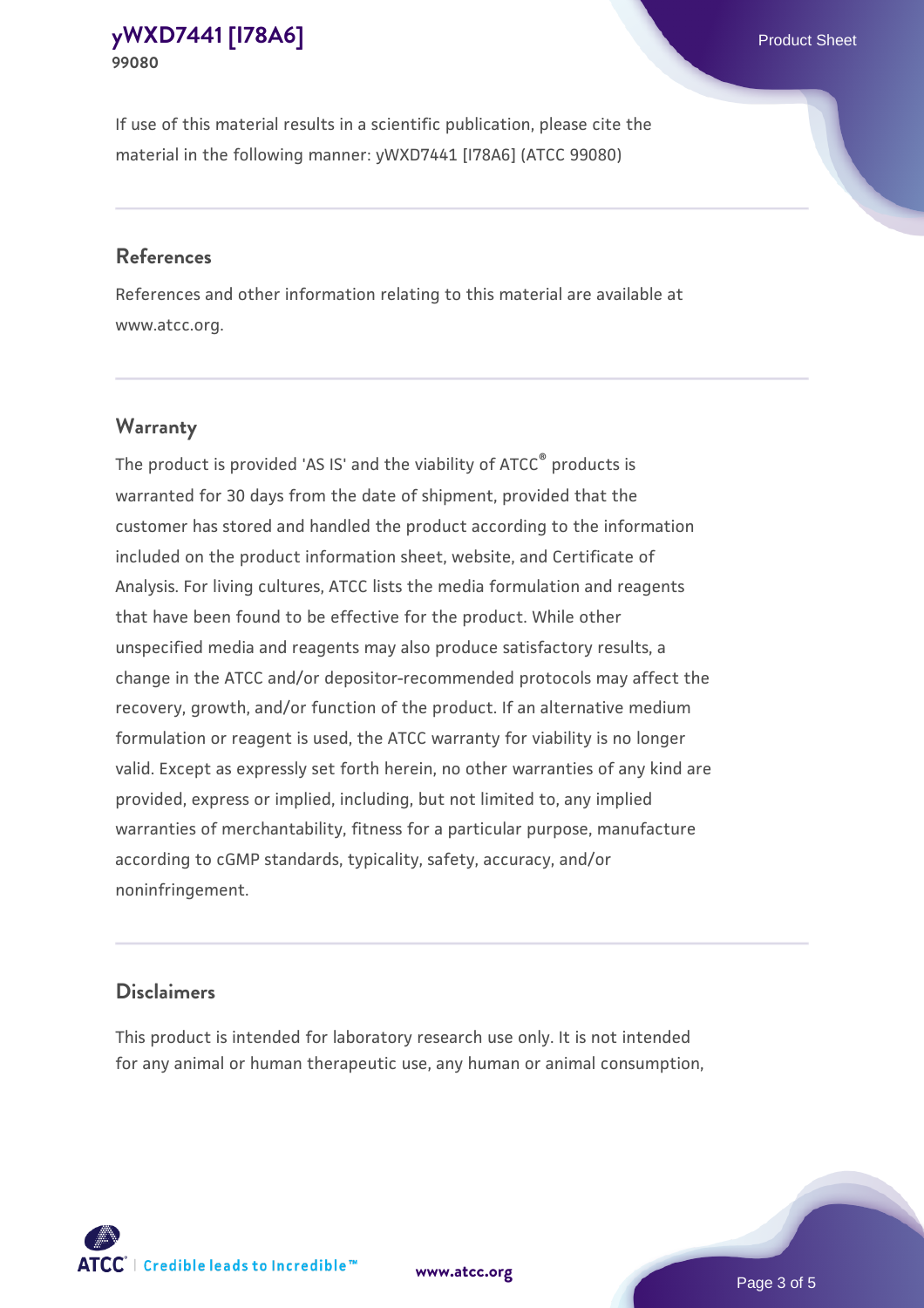If use of this material results in a scientific publication, please cite the material in the following manner: yWXD7441 [I78A6] (ATCC 99080)

## References

References and other information relating to this material are available at www.atcc.org.

## Warranty

The product is provided 'AS IS' and the viability of ATCC® products is warranted for 30 days from the date of shipment, provided that the customer has stored and handled the product according to the information included on the product information sheet, website, and Certificate of Analysis. For living cultures, ATCC lists the media formulation and reagents that have been found to be effective for the product. While other unspecified media and reagents may also produce satisfactory results, a change in the ATCC and/or depositor-recommended protocols may affect the recovery, growth, and/or function of the product. If an alternative medium formulation or reagent is used, the ATCC warranty for viability is no longer valid. Except as expressly set forth herein, no other warranties of any kind are provided, express or implied, including, but not limited to, any implied warranties of merchantability, fitness for a particular purpose, manufacture according to cGMP standards, typicality, safety, accuracy, and/or noninfringement.

## Disclaimers

This product is intended for laboratory research use only. It is not intended for any animal or human therapeutic use, any human or animal consumption,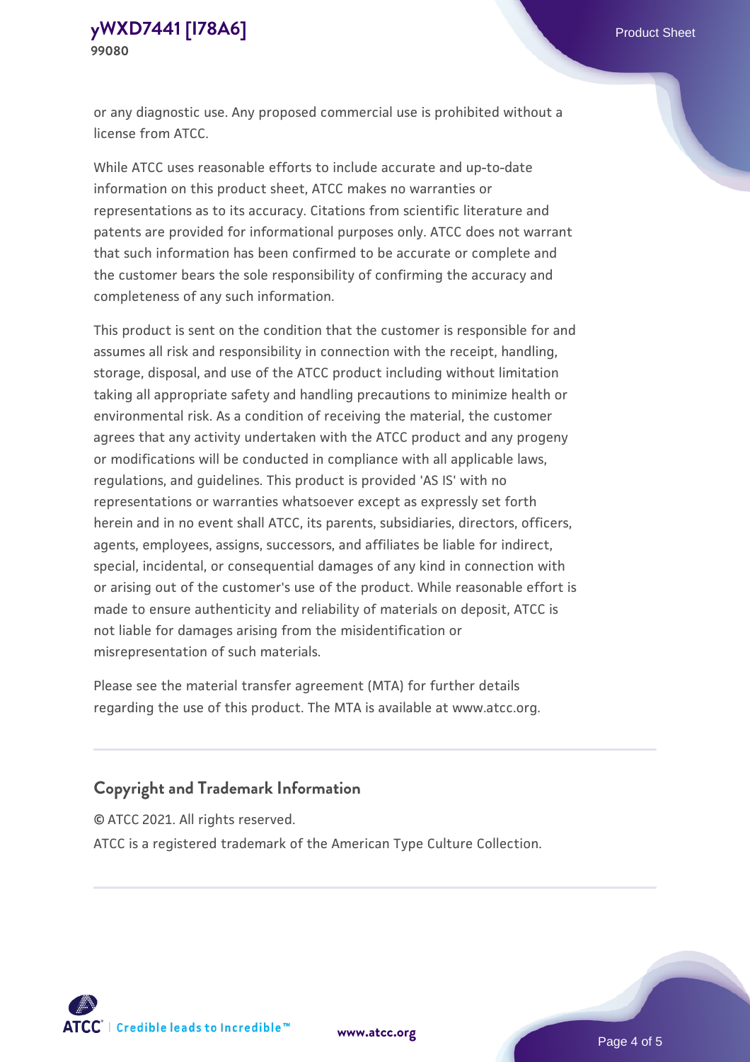or any diagnostic use. Any proposed commercial use is prohibited without a license from ATCC.

While ATCC uses reasonable efforts to include accurate and up-to-date information on this product sheet, ATCC makes no warranties or representations as to its accuracy. Citations from scientific literature and patents are provided for informational purposes only. ATCC does not warrant that such information has been confirmed to be accurate or complete and the customer bears the sole responsibility of confirming the accuracy and completeness of any such information.

This product is sent on the condition that the customer is responsible for and assumes all risk and responsibility in connection with the receipt, handling, storage, disposal, and use of the ATCC product including without limitation taking all appropriate safety and handling precautions to minimize health or environmental risk. As a condition of receiving the material, the customer agrees that any activity undertaken with the ATCC product and any progeny or modifications will be conducted in compliance with all applicable laws, regulations, and guidelines. This product is provided 'AS IS' with no representations or warranties whatsoever except as expressly set forth herein and in no event shall ATCC, its parents, subsidiaries, directors, officers, agents, employees, assigns, successors, and affiliates be liable for indirect, special, incidental, or consequential damages of any kind in connection with or arising out of the customer's use of the product. While reasonable effort is made to ensure authenticity and reliability of materials on deposit, ATCC is not liable for damages arising from the misidentification or misrepresentation of such materials.

Please see the material transfer agreement (MTA) for further details regarding the use of this product. The MTA is available at www.atcc.org.

## Copyright and Trademark Information

© ATCC 2021. All rights reserved.

ATCC is a registered trademark of the American Type Culture Collection.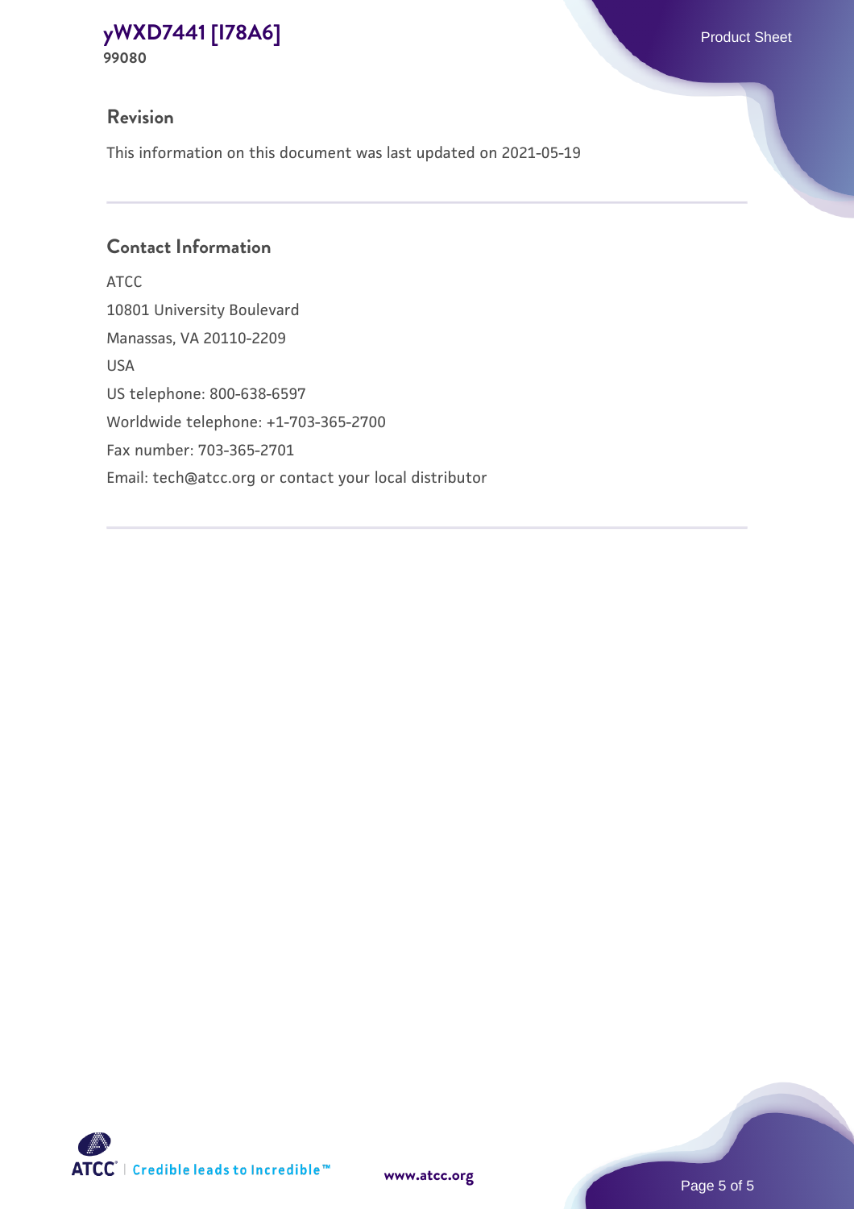## Revision

This information on this document was last updated on 2021-05-19

## Contact Information

ATCC
10801 University Boulevard
Manassas, VA 20110-2209
USA
US telephone: 800-638-6597
Worldwide telephone: +1-703-365-2700
Fax number: 703-365-2701
Email: tech@atcc.org or contact your local distributor